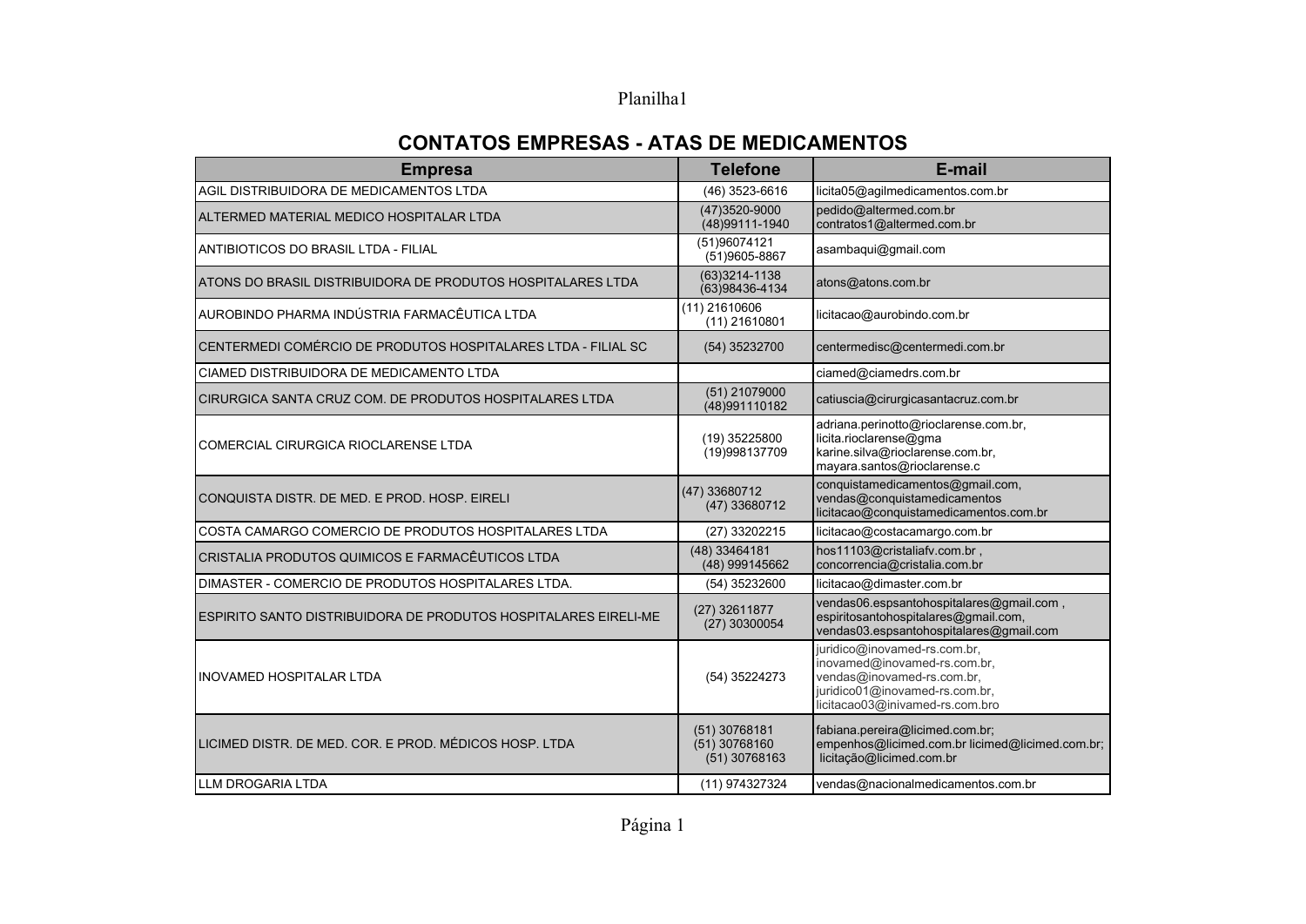## CONTATOS EMPRESAS - ATAS DE MEDICAMENTOS

| Empresa | Telefone | E-mail |
|---|---|---|
| AGIL DISTRIBUIDORA DE MEDICAMENTOS LTDA | (46) 3523-6616 | licita05@agilmedicamentos.com.br |
| ALTERMED MATERIAL MEDICO HOSPITALAR LTDA | (47)3520-9000<br>(48)99111-1940 | pedido@altermed.com.br<br>contratos1@altermed.com.br |
| ANTIBIOTICOS DO BRASIL LTDA - FILIAL | (51)96074121<br>(51)9605-8867 | asambaqui@gmail.com |
| ATONS DO BRASIL DISTRIBUIDORA DE PRODUTOS HOSPITALARES LTDA | (63)3214-1138<br>(63)98436-4134 | atons@atons.com.br |
| AUROBINDO PHARMA INDÚSTRIA FARMACÊUTICA LTDA | (11) 21610606<br>(11) 21610801 | licitacao@aurobindo.com.br |
| CENTERMEDI COMÉRCIO DE PRODUTOS HOSPITALARES LTDA - FILIAL SC | (54) 35232700 | centermedisc@centermedi.com.br |
| CIAMED DISTRIBUIDORA DE MEDICAMENTO LTDA | | ciamed@ciamedrs.com.br |
| CIRURGICA SANTA CRUZ COM. DE PRODUTOS HOSPITALARES LTDA | (51) 21079000<br>(48)991110182 | catiuscia@cirurgicasantacruz.com.br |
| COMERCIAL CIRURGICA RIOCLARENSE LTDA | (19) 35225800<br>(19)998137709 | adriana.perinotto@rioclarense.com.br,<br>licita.rioclarense@gma<br>karine.silva@rioclarense.com.br,<br>mayara.santos@rioclarense.c |
| CONQUISTA DISTR. DE MED. E PROD. HOSP. EIRELI | (47) 33680712<br>(47) 33680712 | conquistamedicamentos@gmail.com,<br>vendas@conquistamedicamentos<br>licitacao@conquistamedicamentos.com.br |
| COSTA CAMARGO COMERCIO DE PRODUTOS HOSPITALARES LTDA | (27) 33202215 | licitacao@costacamargo.com.br |
| CRISTALIA PRODUTOS QUIMICOS E FARMACÊUTICOS LTDA | (48) 33464181<br>(48) 999145662 | hos11103@cristaliafv.com.br ,<br>concorrencia@cristalia.com.br |
| DIMASTER - COMERCIO DE PRODUTOS HOSPITALARES LTDA. | (54) 35232600 | licitacao@dimaster.com.br |
| ESPIRITO SANTO DISTRIBUIDORA DE PRODUTOS HOSPITALARES EIRELI-ME | (27) 32611877<br>(27) 30300054 | vendas06.espsantohospitalares@gmail.com ,<br>espiritosantohospitalares@gmail.com,<br>vendas03.espsantohospitalares@gmail.com |
| INOVAMED HOSPITALAR LTDA | (54) 35224273 | juridico@inovamed-rs.com.br,<br>inovamed@inovamed-rs.com.br,<br>vendas@inovamed-rs.com.br,<br>juridico01@inovamed-rs.com.br,<br>licitacao03@inivamed-rs.com.bro |
| LICIMED DISTR. DE MED. COR. E PROD. MÉDICOS HOSP. LTDA | (51) 30768181<br>(51) 30768160<br>(51) 30768163 | fabiana.pereira@licimed.com.br;<br>empenhos@licimed.com.br licimed@licimed.com.br;<br>licitação@licimed.com.br |
| LLM DROGARIA LTDA | (11) 974327324 | vendas@nacionalmedicamentos.com.br |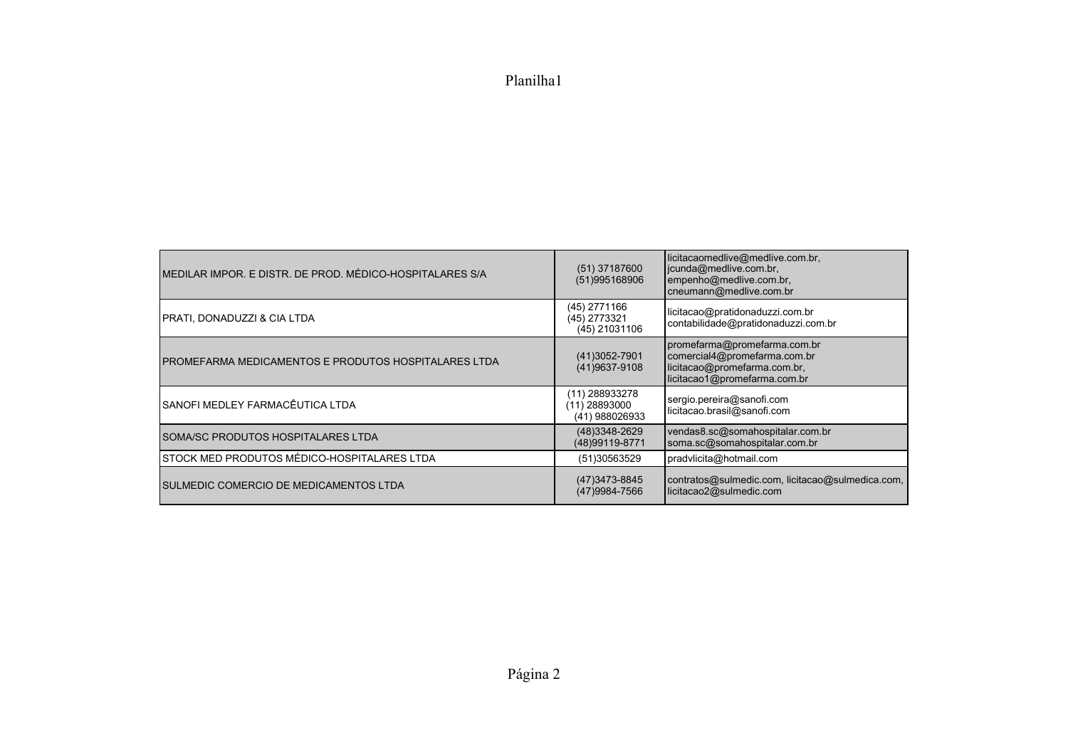| | | |
|---|---|---|
| MEDILAR IMPOR. E DISTR. DE PROD. MÉDICO-HOSPITALARES S/A | (51) 37187600<br>(51)995168906 | licitacaomedlive@medlive.com.br,<br>jcunda@medlive.com.br,<br>empenho@medlive.com.br,<br>cneumann@medlive.com.br |
| PRATI, DONADUZZI & CIA LTDA | (45) 2771166<br>(45) 2773321<br>(45) 21031106 | licitacao@pratidonaduzzi.com.br<br>contabilidade@pratidonaduzzi.com.br |
| PROMEFARMA MEDICAMENTOS E PRODUTOS HOSPITALARES LTDA | (41)3052-7901<br>(41)9637-9108 | promefarma@promefarma.com.br<br>comercial4@promefarma.com.br<br>licitacao@promefarma.com.br,<br>licitacao1@promefarma.com.br |
| SANOFI MEDLEY FARMACÊUTICA LTDA | (11) 288933278<br>(11) 28893000<br>(41) 988026933 | sergio.pereira@sanofi.com<br>licitacao.brasil@sanofi.com |
| SOMA/SC PRODUTOS HOSPITALARES LTDA | (48)3348-2629<br>(48)99119-8771 | vendas8.sc@somahospitalar.com.br<br>soma.sc@somahospitalar.com.br |
| STOCK MED PRODUTOS MÉDICO-HOSPITALARES LTDA | (51)30563529 | pradvlicita@hotmail.com |
| SULMEDIC COMERCIO DE MEDICAMENTOS LTDA | (47)3473-8845<br>(47)9984-7566 | contratos@sulmedic.com, licitacao@sulmedica.com,<br>licitacao2@sulmedic.com |